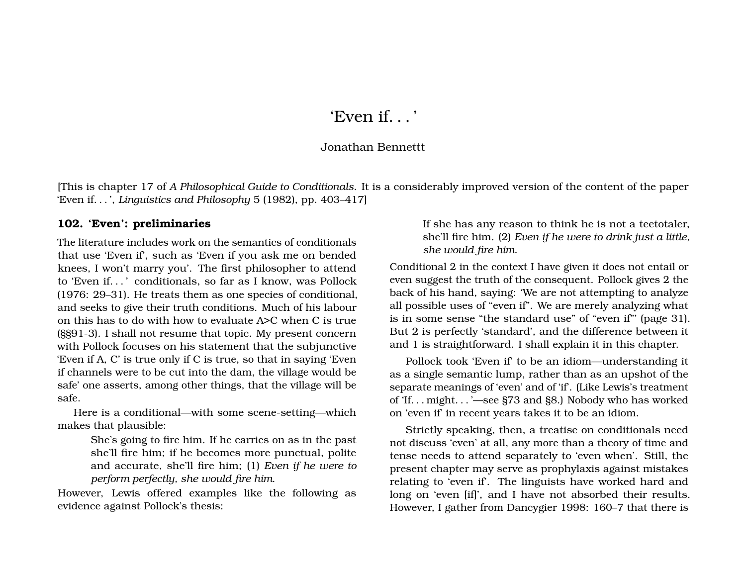# ‘Even if. . . ’

Jonathan Bennettt

[This is chapter 17 of *A Philosophical Guide to Conditionals*. It is a considerably improved version of the content of the paper ‘Even if. . . ’, *Linguistics and Philosophy* 5 (1982), pp. 403–417]

## 102. ‘Even’: preliminaries

The literature includes work on the semantics of conditionals that use ‘Even if’, such as ‘Even if you ask me on bended knees, I won’t marry you’. The first philosopher to attend to ‘Even if. . . ’ conditionals, so far as I know, was Pollock (1976: 29–31). He treats them as one species of conditional, and seeks to give their truth conditions. Much of his labour on this has to do with how to evaluate A>C when C is true (§§91-3). I shall not resume that topic. My present concern with Pollock focuses on his statement that the subjunctive ‘Even if A, C’ is true only if C is true, so that in saying ‘Even if channels were to be cut into the dam, the village would be safe’ one asserts, among other things, that the village will be safe.

Here is a conditional—with some scene-setting—which makes that plausible:

> She’s going to fire him. If he carries on as in the past she’ll fire him; if he becomes more punctual, polite and accurate, she’ll fire him; (1) *Even if he were to perform perfectly, she would fire him*.

However, Lewis offered examples like the following as evidence against Pollock’s thesis:

> If she has any reason to think he is not a teetotaler, she’ll fire him. (2) *Even if he were to drink just a little, she would fire him*.

Conditional 2 in the context I have given it does not entail or even suggest the truth of the consequent. Pollock gives 2 the back of his hand, saying: ‘We are not attempting to analyze all possible uses of “even if”. We are merely analyzing what is in some sense “the standard use” of “even if”’ (page 31). But 2 is perfectly ‘standard’, and the difference between it and 1 is straightforward. I shall explain it in this chapter.

Pollock took ‘Even if’ to be an idiom—understanding it as a single semantic lump, rather than as an upshot of the separate meanings of ‘even’ and of ‘if’. (Like Lewis’s treatment of ‘If. . . might. . . ’—see §73 and §8.) Nobody who has worked on ‘even if’ in recent years takes it to be an idiom.

Strictly speaking, then, a treatise on conditionals need not discuss ‘even’ at all, any more than a theory of time and tense needs to attend separately to ‘even when’. Still, the present chapter may serve as prophylaxis against mistakes relating to ‘even if’. The linguists have worked hard and long on ‘even [if]’, and I have not absorbed their results. However, I gather from Dancygier 1998: 160–7 that there is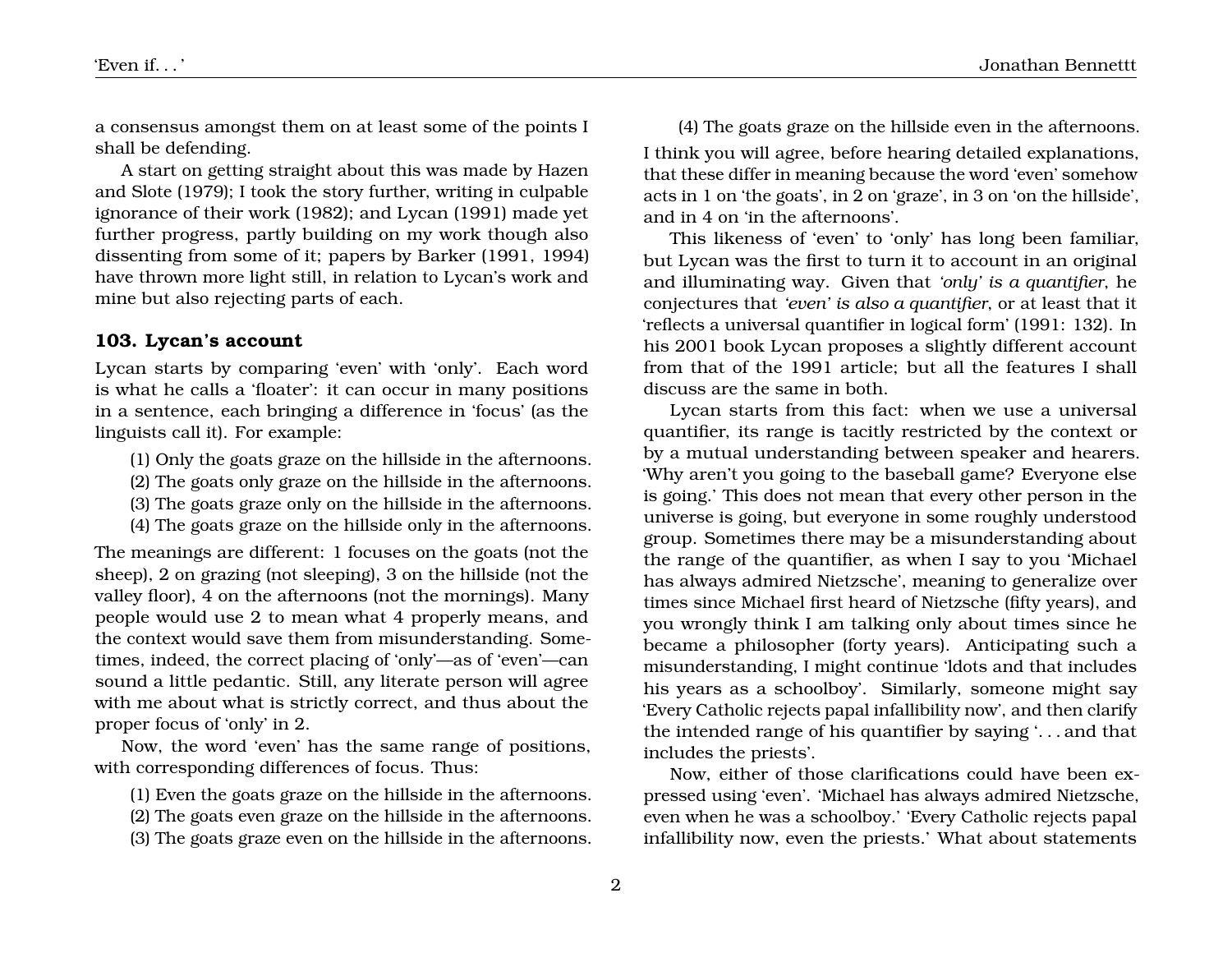a consensus amongst them on at least some of the points I shall be defending.

A start on getting straight about this was made by Hazen and Slote (1979); I took the story further, writing in culpable ignorance of their work (1982); and Lycan (1991) made yet further progress, partly building on my work though also dissenting from some of it; papers by Barker (1991, 1994) have thrown more light still, in relation to Lycan's work and mine but also rejecting parts of each.

### 103. Lycan's account

Lycan starts by comparing 'even' with 'only'. Each word is what he calls a 'floater': it can occur in many positions in a sentence, each bringing a difference in 'focus' (as the linguists call it). For example:

(1) Only the goats graze on the hillside in the afternoons.
(2) The goats only graze on the hillside in the afternoons.
(3) The goats graze only on the hillside in the afternoons.
(4) The goats graze on the hillside only in the afternoons.

The meanings are different: 1 focuses on the goats (not the sheep), 2 on grazing (not sleeping), 3 on the hillside (not the valley floor), 4 on the afternoons (not the mornings). Many people would use 2 to mean what 4 properly means, and the context would save them from misunderstanding. Sometimes, indeed, the correct placing of 'only'—as of 'even'—can sound a little pedantic. Still, any literate person will agree with me about what is strictly correct, and thus about the proper focus of 'only' in 2.

Now, the word 'even' has the same range of positions, with corresponding differences of focus. Thus:

(1) Even the goats graze on the hillside in the afternoons.
(2) The goats even graze on the hillside in the afternoons.
(3) The goats graze even on the hillside in the afternoons.
(4) The goats graze on the hillside even in the afternoons.

I think you will agree, before hearing detailed explanations, that these differ in meaning because the word 'even' somehow acts in 1 on 'the goats', in 2 on 'graze', in 3 on 'on the hillside', and in 4 on 'in the afternoons'.

This likeness of 'even' to 'only' has long been familiar, but Lycan was the first to turn it to account in an original and illuminating way. Given that *'only' is a quantifier*, he conjectures that *'even' is also a quantifier*, or at least that it 'reflects a universal quantifier in logical form' (1991: 132). In his 2001 book Lycan proposes a slightly different account from that of the 1991 article; but all the features I shall discuss are the same in both.

Lycan starts from this fact: when we use a universal quantifier, its range is tacitly restricted by the context or by a mutual understanding between speaker and hearers. 'Why aren't you going to the baseball game? Everyone else is going.' This does not mean that every other person in the universe is going, but everyone in some roughly understood group. Sometimes there may be a misunderstanding about the range of the quantifier, as when I say to you 'Michael has always admired Nietzsche', meaning to generalize over times since Michael first heard of Nietzsche (fifty years), and you wrongly think I am talking only about times since he became a philosopher (forty years). Anticipating such a misunderstanding, I might continue 'ldots and that includes his years as a schoolboy'. Similarly, someone might say 'Every Catholic rejects papal infallibility now', and then clarify the intended range of his quantifier by saying '. . . and that includes the priests'.

Now, either of those clarifications could have been expressed using 'even'. 'Michael has always admired Nietzsche, even when he was a schoolboy.' 'Every Catholic rejects papal infallibility now, even the priests.' What about statements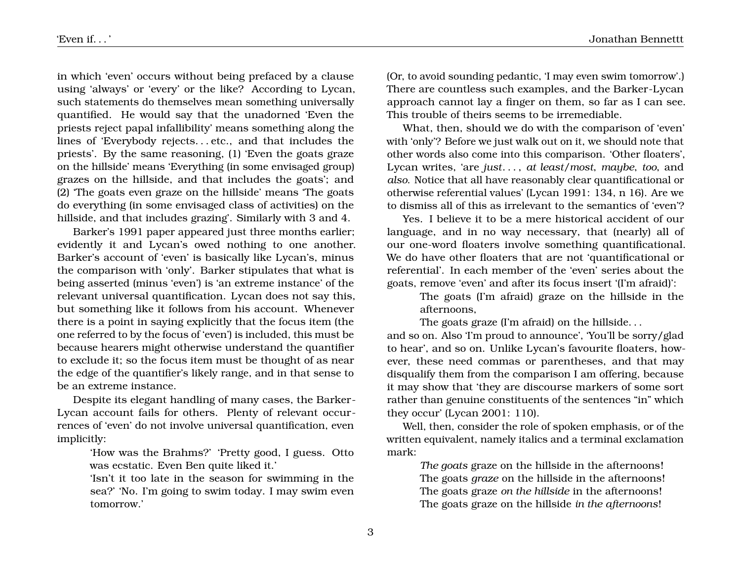in which 'even' occurs without being prefaced by a clause using 'always' or 'every' or the like? According to Lycan, such statements do themselves mean something universally quantified. He would say that the unadorned 'Even the priests reject papal infallibility' means something along the lines of 'Everybody rejects. . . etc., and that includes the priests'. By the same reasoning, (1) 'Even the goats graze on the hillside' means 'Everything (in some envisaged group) grazes on the hillside, and that includes the goats'; and (2) 'The goats even graze on the hillside' means 'The goats do everything (in some envisaged class of activities) on the hillside, and that includes grazing'. Similarly with 3 and 4.

Barker's 1991 paper appeared just three months earlier; evidently it and Lycan's owed nothing to one another. Barker's account of 'even' is basically like Lycan's, minus the comparison with 'only'. Barker stipulates that what is being asserted (minus 'even') is 'an extreme instance' of the relevant universal quantification. Lycan does not say this, but something like it follows from his account. Whenever there is a point in saying explicitly that the focus item (the one referred to by the focus of 'even') is included, this must be because hearers might otherwise understand the quantifier to exclude it; so the focus item must be thought of as near the edge of the quantifier's likely range, and in that sense to be an extreme instance.

Despite its elegant handling of many cases, the Barker-Lycan account fails for others. Plenty of relevant occurrences of 'even' do not involve universal quantification, even implicitly:

> 'How was the Brahms?' 'Pretty good, I guess. Otto was ecstatic. Even Ben quite liked it.'
>
> 'Isn't it too late in the season for swimming in the sea?' 'No. I'm going to swim today. I may swim even tomorrow.'

(Or, to avoid sounding pedantic, 'I may even swim tomorrow'.) There are countless such examples, and the Barker-Lycan approach cannot lay a finger on them, so far as I can see. This trouble of theirs seems to be irremediable.

What, then, should we do with the comparison of 'even' with 'only'? Before we just walk out on it, we should note that other words also come into this comparison. 'Other floaters', Lycan writes, 'are *just*. . . , *at least/most*, *maybe*, *too*, and *also*. Notice that all have reasonably clear quantificational or otherwise referential values' (Lycan 1991: 134, n 16). Are we to dismiss all of this as irrelevant to the semantics of 'even'?

Yes. I believe it to be a mere historical accident of our language, and in no way necessary, that (nearly) all of our one-word floaters involve something quantificational. We do have other floaters that are not 'quantificational or referential'. In each member of the 'even' series about the goats, remove 'even' and after its focus insert '(I'm afraid)':

> The goats (I'm afraid) graze on the hillside in the afternoons,
>
> The goats graze (I'm afraid) on the hillside. . .

and so on. Also 'I'm proud to announce', 'You'll be sorry/glad to hear', and so on. Unlike Lycan's favourite floaters, however, these need commas or parentheses, and that may disqualify them from the comparison I am offering, because it may show that 'they are discourse markers of some sort rather than genuine constituents of the sentences "in" which they occur' (Lycan 2001: 110).

Well, then, consider the role of spoken emphasis, or of the written equivalent, namely italics and a terminal exclamation mark:

> *The goats* graze on the hillside in the afternoons!
> The goats *graze* on the hillside in the afternoons!
> The goats graze *on the hillside* in the afternoons!
> The goats graze on the hillside *in the afternoons*!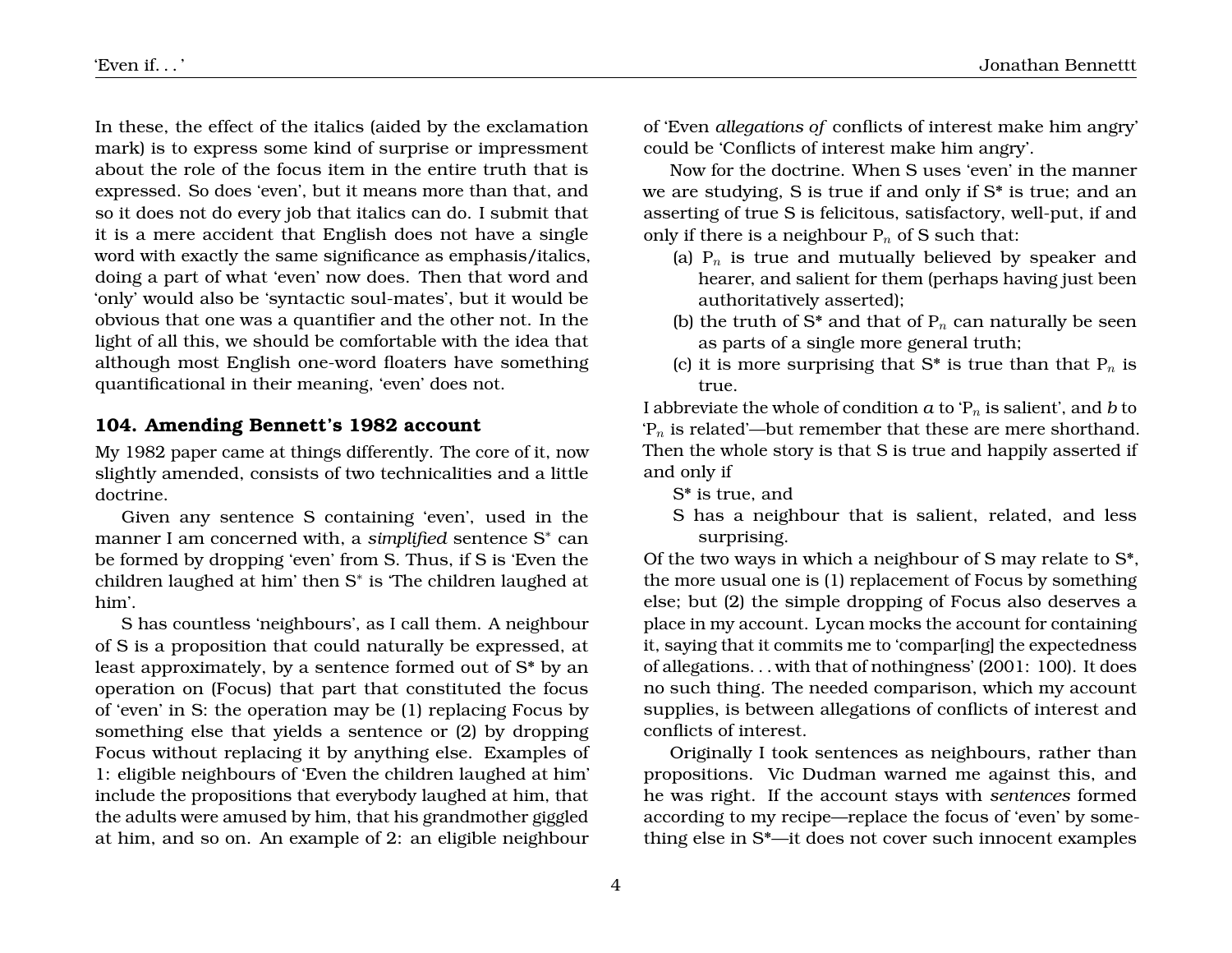In these, the effect of the italics (aided by the exclamation mark) is to express some kind of surprise or impressment about the role of the focus item in the entire truth that is expressed. So does 'even', but it means more than that, and so it does not do every job that italics can do. I submit that it is a mere accident that English does not have a single word with exactly the same significance as emphasis/italics, doing a part of what 'even' now does. Then that word and 'only' would also be 'syntactic soul-mates', but it would be obvious that one was a quantifier and the other not. In the light of all this, we should be comfortable with the idea that although most English one-word floaters have something quantificational in their meaning, 'even' does not.

## 104. Amending Bennett's 1982 account

My 1982 paper came at things differently. The core of it, now slightly amended, consists of two technicalities and a little doctrine.

Given any sentence S containing 'even', used in the manner I am concerned with, a *simplified* sentence S* can be formed by dropping 'even' from S. Thus, if S is 'Even the children laughed at him' then S* is 'The children laughed at him'.

S has countless 'neighbours', as I call them. A neighbour of S is a proposition that could naturally be expressed, at least approximately, by a sentence formed out of S* by an operation on (Focus) that part that constituted the focus of 'even' in S: the operation may be (1) replacing Focus by something else that yields a sentence or (2) by dropping Focus without replacing it by anything else. Examples of 1: eligible neighbours of 'Even the children laughed at him' include the propositions that everybody laughed at him, that the adults were amused by him, that his grandmother giggled at him, and so on. An example of 2: an eligible neighbour of 'Even *allegations of* conflicts of interest make him angry' could be 'Conflicts of interest make him angry'.

Now for the doctrine. When S uses 'even' in the manner we are studying, S is true if and only if S* is true; and an asserting of true S is felicitous, satisfactory, well-put, if and only if there is a neighbour $P_n$ of S such that:

(a) $P_n$ is true and mutually believed by speaker and hearer, and salient for them (perhaps having just been authoritatively asserted);
(b) the truth of S* and that of $P_n$ can naturally be seen as parts of a single more general truth;
(c) it is more surprising that S* is true than that $P_n$ is true.

I abbreviate the whole of condition *a* to '$P_n$ is salient', and *b* to '$P_n$ is related'—but remember that these are mere shorthand. Then the whole story is that S is true and happily asserted if and only if

S* is true, and
S has a neighbour that is salient, related, and less surprising.

Of the two ways in which a neighbour of S may relate to S*, the more usual one is (1) replacement of Focus by something else; but (2) the simple dropping of Focus also deserves a place in my account. Lycan mocks the account for containing it, saying that it commits me to 'compar[ing] the expectedness of allegations. . . with that of nothingness' (2001: 100). It does no such thing. The needed comparison, which my account supplies, is between allegations of conflicts of interest and conflicts of interest.

Originally I took sentences as neighbours, rather than propositions. Vic Dudman warned me against this, and he was right. If the account stays with *sentences* formed according to my recipe—replace the focus of 'even' by something else in S*—it does not cover such innocent examples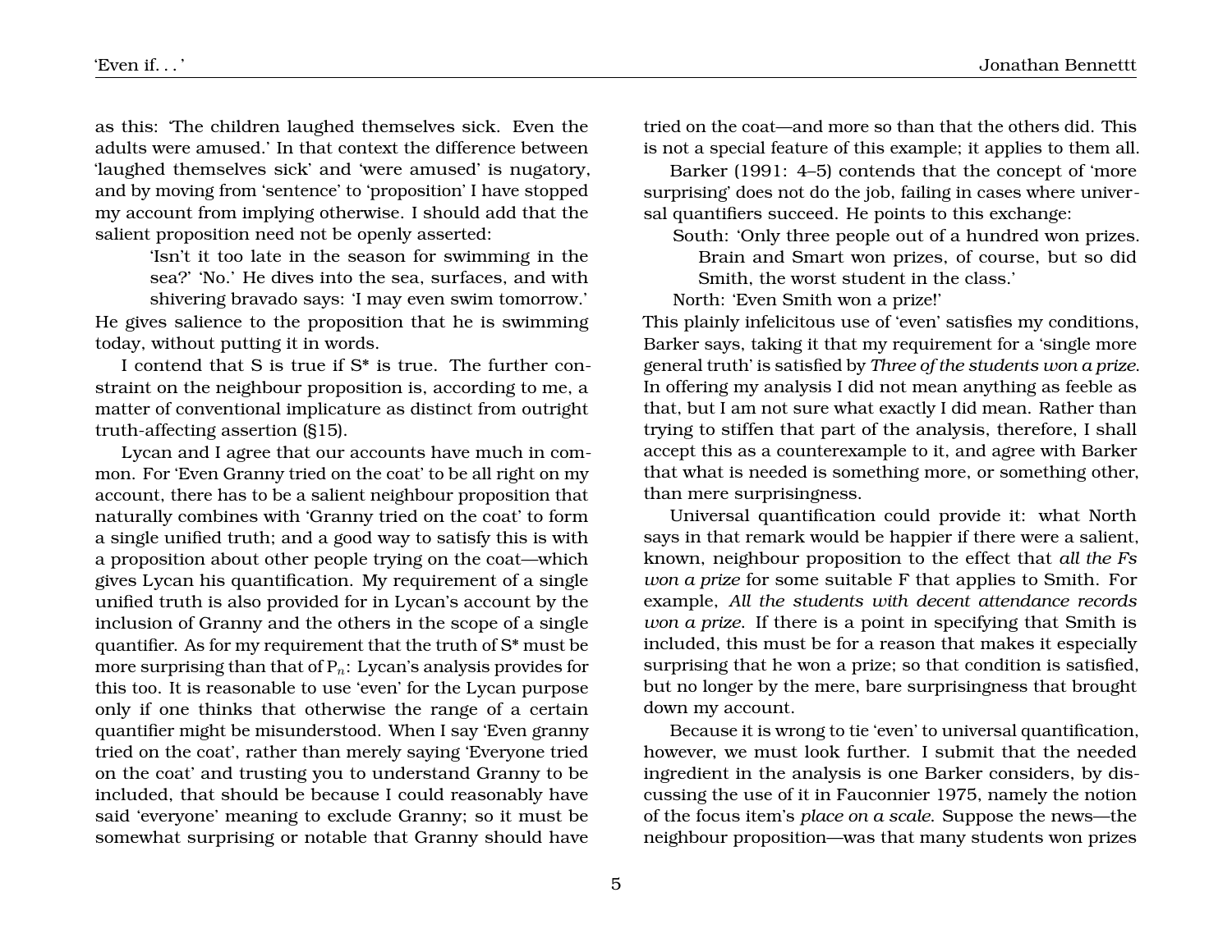as this: 'The children laughed themselves sick. Even the adults were amused.' In that context the difference between 'laughed themselves sick' and 'were amused' is nugatory, and by moving from 'sentence' to 'proposition' I have stopped my account from implying otherwise. I should add that the salient proposition need not be openly asserted:

> 'Isn't it too late in the season for swimming in the sea?' 'No.' He dives into the sea, surfaces, and with shivering bravado says: 'I may even swim tomorrow.'

He gives salience to the proposition that he is swimming today, without putting it in words.

I contend that S is true if S* is true. The further constraint on the neighbour proposition is, according to me, a matter of conventional implicature as distinct from outright truth-affecting assertion (§15).

Lycan and I agree that our accounts have much in common. For 'Even Granny tried on the coat' to be all right on my account, there has to be a salient neighbour proposition that naturally combines with 'Granny tried on the coat' to form a single unified truth; and a good way to satisfy this is with a proposition about other people trying on the coat—which gives Lycan his quantification. My requirement of a single unified truth is also provided for in Lycan's account by the inclusion of Granny and the others in the scope of a single quantifier. As for my requirement that the truth of S* must be more surprising than that of $P_n$: Lycan's analysis provides for this too. It is reasonable to use 'even' for the Lycan purpose only if one thinks that otherwise the range of a certain quantifier might be misunderstood. When I say 'Even granny tried on the coat', rather than merely saying 'Everyone tried on the coat' and trusting you to understand Granny to be included, that should be because I could reasonably have said 'everyone' meaning to exclude Granny; so it must be somewhat surprising or notable that Granny should have tried on the coat—and more so than that the others did. This is not a special feature of this example; it applies to them all.

Barker (1991: 4–5) contends that the concept of 'more surprising' does not do the job, failing in cases where universal quantifiers succeed. He points to this exchange:

> South: 'Only three people out of a hundred won prizes. Brain and Smart won prizes, of course, but so did Smith, the worst student in the class.'
>
> North: 'Even Smith won a prize!'

This plainly infelicitous use of 'even' satisfies my conditions, Barker says, taking it that my requirement for a 'single more general truth' is satisfied by *Three of the students won a prize*. In offering my analysis I did not mean anything as feeble as that, but I am not sure what exactly I did mean. Rather than trying to stiffen that part of the analysis, therefore, I shall accept this as a counterexample to it, and agree with Barker that what is needed is something more, or something other, than mere surprisingness.

Universal quantification could provide it: what North says in that remark would be happier if there were a salient, known, neighbour proposition to the effect that *all the Fs won a prize* for some suitable F that applies to Smith. For example, *All the students with decent attendance records won a prize*. If there is a point in specifying that Smith is included, this must be for a reason that makes it especially surprising that he won a prize; so that condition is satisfied, but no longer by the mere, bare surprisingness that brought down my account.

Because it is wrong to tie 'even' to universal quantification, however, we must look further. I submit that the needed ingredient in the analysis is one Barker considers, by discussing the use of it in Fauconnier 1975, namely the notion of the focus item's *place on a scale*. Suppose the news—the neighbour proposition—was that many students won prizes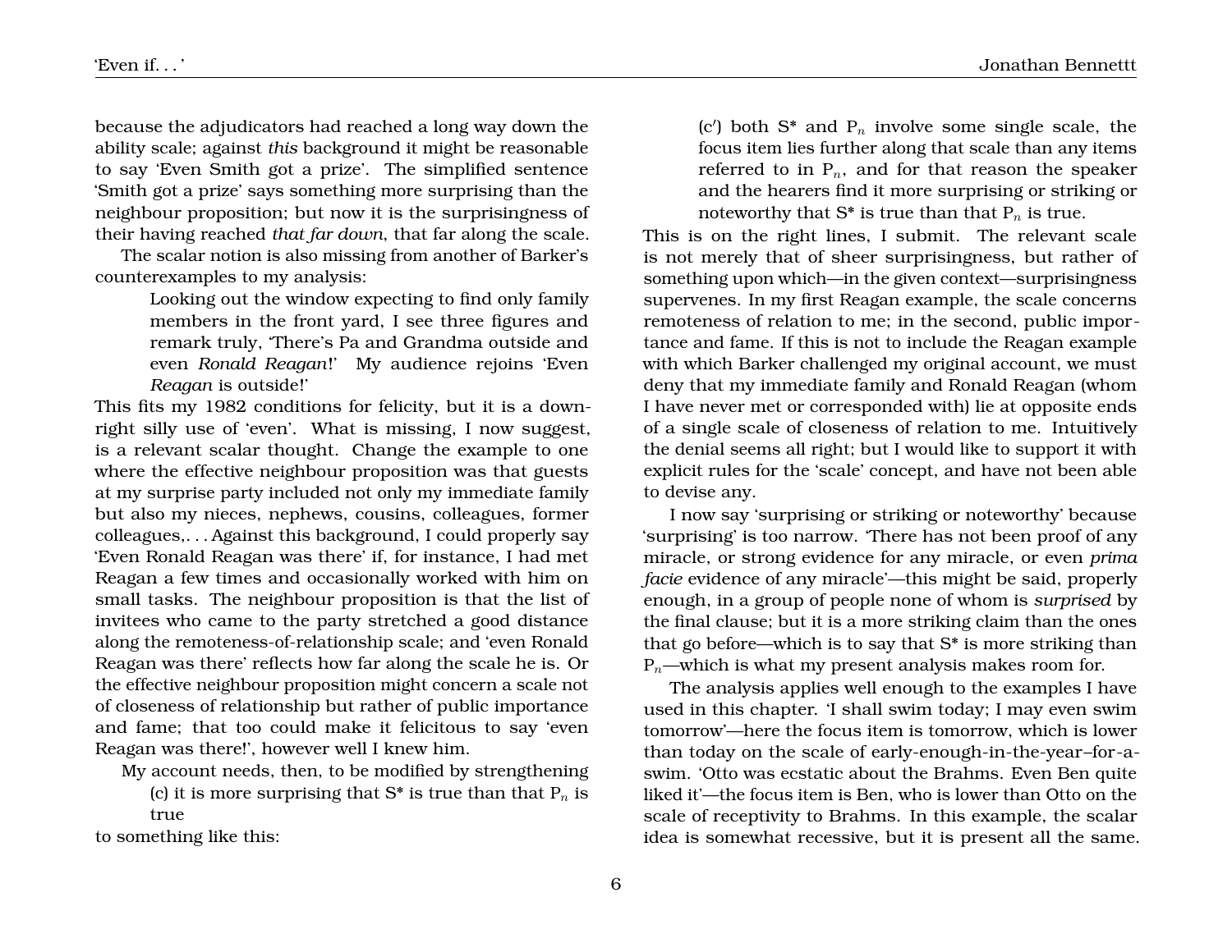because the adjudicators had reached a long way down the ability scale; against *this* background it might be reasonable to say 'Even Smith got a prize'. The simplified sentence 'Smith got a prize' says something more surprising than the neighbour proposition; but now it is the surprisingness of their having reached *that far down*, that far along the scale.

The scalar notion is also missing from another of Barker's counterexamples to my analysis:

> Looking out the window expecting to find only family members in the front yard, I see three figures and remark truly, 'There's Pa and Grandma outside and even *Ronald Reagan*!' My audience rejoins 'Even *Reagan* is outside!'

This fits my 1982 conditions for felicity, but it is a downright silly use of 'even'. What is missing, I now suggest, is a relevant scalar thought. Change the example to one where the effective neighbour proposition was that guests at my surprise party included not only my immediate family but also my nieces, nephews, cousins, colleagues, former colleagues,. . . Against this background, I could properly say 'Even Ronald Reagan was there' if, for instance, I had met Reagan a few times and occasionally worked with him on small tasks. The neighbour proposition is that the list of invitees who came to the party stretched a good distance along the remoteness-of-relationship scale; and 'even Ronald Reagan was there' reflects how far along the scale he is. Or the effective neighbour proposition might concern a scale not of closeness of relationship but rather of public importance and fame; that too could make it felicitous to say 'even Reagan was there!', however well I knew him.

My account needs, then, to be modified by strengthening

> (c) it is more surprising that S* is true than that $P_n$ is true

to something like this:

> (c′) both S* and $P_n$ involve some single scale, the focus item lies further along that scale than any items referred to in $P_n$, and for that reason the speaker and the hearers find it more surprising or striking or noteworthy that S* is true than that $P_n$ is true.

This is on the right lines, I submit. The relevant scale is not merely that of sheer surprisingness, but rather of something upon which—in the given context—surprisingness supervenes. In my first Reagan example, the scale concerns remoteness of relation to me; in the second, public importance and fame. If this is not to include the Reagan example with which Barker challenged my original account, we must deny that my immediate family and Ronald Reagan (whom I have never met or corresponded with) lie at opposite ends of a single scale of closeness of relation to me. Intuitively the denial seems all right; but I would like to support it with explicit rules for the 'scale' concept, and have not been able to devise any.

I now say 'surprising or striking or noteworthy' because 'surprising' is too narrow. 'There has not been proof of any miracle, or strong evidence for any miracle, or even *prima facie* evidence of any miracle'—this might be said, properly enough, in a group of people none of whom is *surprised* by the final clause; but it is a more striking claim than the ones that go before—which is to say that S* is more striking than $P_n$—which is what my present analysis makes room for.

The analysis applies well enough to the examples I have used in this chapter. 'I shall swim today; I may even swim tomorrow'—here the focus item is tomorrow, which is lower than today on the scale of early-enough-in-the-year–for-a-swim. 'Otto was ecstatic about the Brahms. Even Ben quite liked it'—the focus item is Ben, who is lower than Otto on the scale of receptivity to Brahms. In this example, the scalar idea is somewhat recessive, but it is present all the same.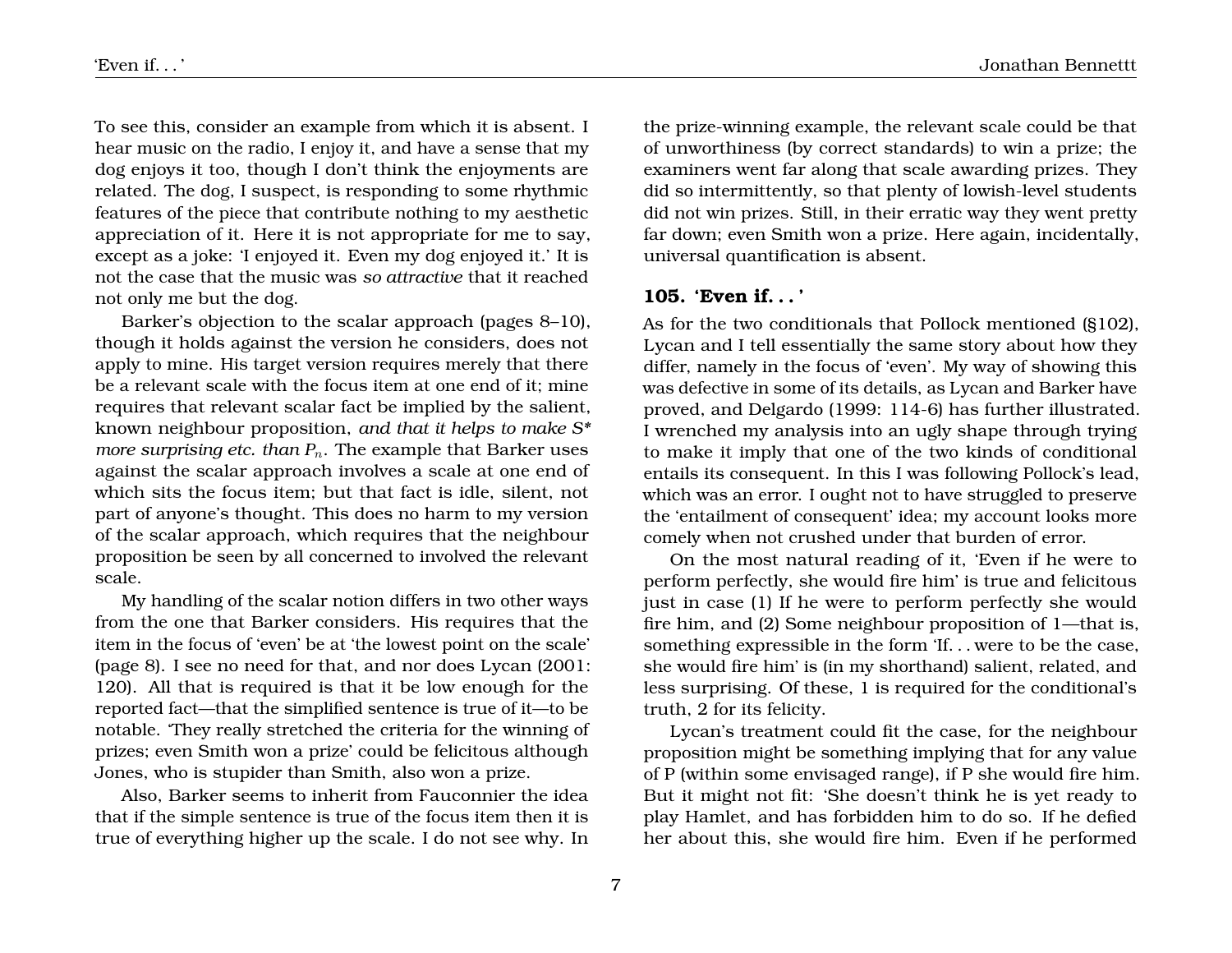To see this, consider an example from which it is absent. I hear music on the radio, I enjoy it, and have a sense that my dog enjoys it too, though I don't think the enjoyments are related. The dog, I suspect, is responding to some rhythmic features of the piece that contribute nothing to my aesthetic appreciation of it. Here it is not appropriate for me to say, except as a joke: 'I enjoyed it. Even my dog enjoyed it.' It is not the case that the music was *so attractive* that it reached not only me but the dog.

Barker's objection to the scalar approach (pages 8–10), though it holds against the version he considers, does not apply to mine. His target version requires merely that there be a relevant scale with the focus item at one end of it; mine requires that relevant scalar fact be implied by the salient, known neighbour proposition, *and that it helps to make S\* more surprising etc. than $P_n$*. The example that Barker uses against the scalar approach involves a scale at one end of which sits the focus item; but that fact is idle, silent, not part of anyone's thought. This does no harm to my version of the scalar approach, which requires that the neighbour proposition be seen by all concerned to involved the relevant scale.

My handling of the scalar notion differs in two other ways from the one that Barker considers. His requires that the item in the focus of 'even' be at 'the lowest point on the scale' (page 8). I see no need for that, and nor does Lycan (2001: 120). All that is required is that it be low enough for the reported fact—that the simplified sentence is true of it—to be notable. 'They really stretched the criteria for the winning of prizes; even Smith won a prize' could be felicitous although Jones, who is stupider than Smith, also won a prize.

Also, Barker seems to inherit from Fauconnier the idea that if the simple sentence is true of the focus item then it is true of everything higher up the scale. I do not see why. In the prize-winning example, the relevant scale could be that of unworthiness (by correct standards) to win a prize; the examiners went far along that scale awarding prizes. They did so intermittently, so that plenty of lowish-level students did not win prizes. Still, in their erratic way they went pretty far down; even Smith won a prize. Here again, incidentally, universal quantification is absent.

### 105. 'Even if. . . '

As for the two conditionals that Pollock mentioned (§102), Lycan and I tell essentially the same story about how they differ, namely in the focus of 'even'. My way of showing this was defective in some of its details, as Lycan and Barker have proved, and Delgardo (1999: 114-6) has further illustrated. I wrenched my analysis into an ugly shape through trying to make it imply that one of the two kinds of conditional entails its consequent. In this I was following Pollock's lead, which was an error. I ought not to have struggled to preserve the 'entailment of consequent' idea; my account looks more comely when not crushed under that burden of error.

On the most natural reading of it, 'Even if he were to perform perfectly, she would fire him' is true and felicitous just in case (1) If he were to perform perfectly she would fire him, and (2) Some neighbour proposition of 1—that is, something expressible in the form 'If. . . were to be the case, she would fire him' is (in my shorthand) salient, related, and less surprising. Of these, 1 is required for the conditional's truth, 2 for its felicity.

Lycan's treatment could fit the case, for the neighbour proposition might be something implying that for any value of P (within some envisaged range), if P she would fire him. But it might not fit: 'She doesn't think he is yet ready to play Hamlet, and has forbidden him to do so. If he defied her about this, she would fire him. Even if he performed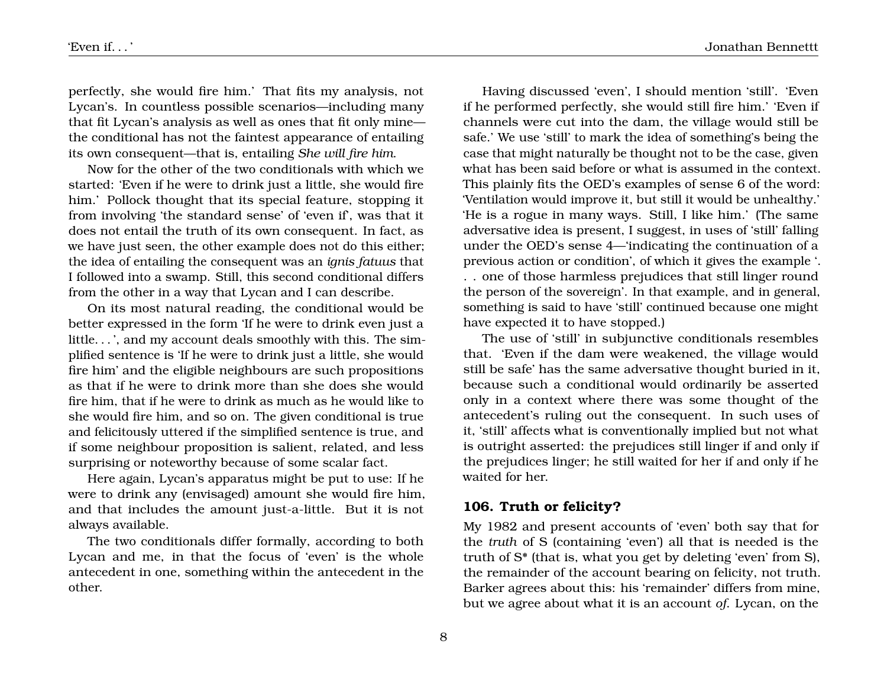perfectly, she would fire him.' That fits my analysis, not Lycan's. In countless possible scenarios—including many that fit Lycan's analysis as well as ones that fit only mine—the conditional has not the faintest appearance of entailing its own consequent—that is, entailing *She will fire him*.

Now for the other of the two conditionals with which we started: 'Even if he were to drink just a little, she would fire him.' Pollock thought that its special feature, stopping it from involving 'the standard sense' of 'even if', was that it does not entail the truth of its own consequent. In fact, as we have just seen, the other example does not do this either; the idea of entailing the consequent was an *ignis fatuus* that I followed into a swamp. Still, this second conditional differs from the other in a way that Lycan and I can describe.

On its most natural reading, the conditional would be better expressed in the form 'If he were to drink even just a little. . . ', and my account deals smoothly with this. The simplified sentence is 'If he were to drink just a little, she would fire him' and the eligible neighbours are such propositions as that if he were to drink more than she does she would fire him, that if he were to drink as much as he would like to she would fire him, and so on. The given conditional is true and felicitously uttered if the simplified sentence is true, and if some neighbour proposition is salient, related, and less surprising or noteworthy because of some scalar fact.

Here again, Lycan's apparatus might be put to use: If he were to drink any (envisaged) amount she would fire him, and that includes the amount just-a-little. But it is not always available.

The two conditionals differ formally, according to both Lycan and me, in that the focus of 'even' is the whole antecedent in one, something within the antecedent in the other.

Having discussed 'even', I should mention 'still'. 'Even if he performed perfectly, she would still fire him.' 'Even if channels were cut into the dam, the village would still be safe.' We use 'still' to mark the idea of something's being the case that might naturally be thought not to be the case, given what has been said before or what is assumed in the context. This plainly fits the OED's examples of sense 6 of the word: 'Ventilation would improve it, but still it would be unhealthy.' 'He is a rogue in many ways. Still, I like him.' (The same adversative idea is present, I suggest, in uses of 'still' falling under the OED's sense 4—'indicating the continuation of a previous action or condition', of which it gives the example '. . . one of those harmless prejudices that still linger round the person of the sovereign'. In that example, and in general, something is said to have 'still' continued because one might have expected it to have stopped.)

The use of 'still' in subjunctive conditionals resembles that. 'Even if the dam were weakened, the village would still be safe' has the same adversative thought buried in it, because such a conditional would ordinarily be asserted only in a context where there was some thought of the antecedent's ruling out the consequent. In such uses of it, 'still' affects what is conventionally implied but not what is outright asserted: the prejudices still linger if and only if the prejudices linger; he still waited for her if and only if he waited for her.

## 106. Truth or felicity?

My 1982 and present accounts of 'even' both say that for the *truth* of S (containing 'even') all that is needed is the truth of S* (that is, what you get by deleting 'even' from S), the remainder of the account bearing on felicity, not truth. Barker agrees about this: his 'remainder' differs from mine, but we agree about what it is an account *of*. Lycan, on the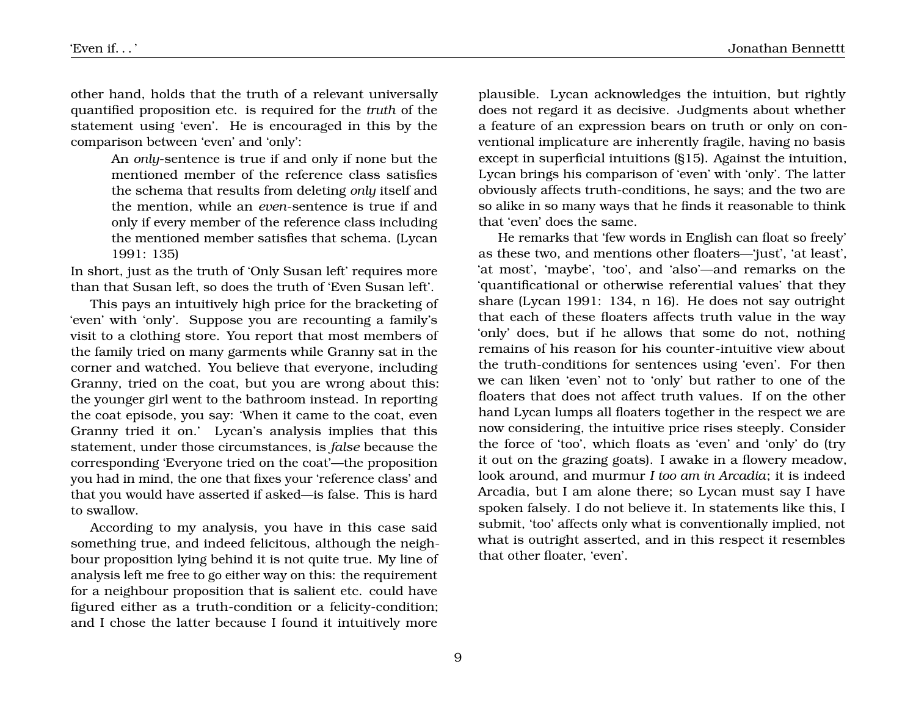other hand, holds that the truth of a relevant universally quantified proposition etc. is required for the *truth* of the statement using 'even'. He is encouraged in this by the comparison between 'even' and 'only':

> An *only*-sentence is true if and only if none but the mentioned member of the reference class satisfies the schema that results from deleting *only* itself and the mention, while an *even*-sentence is true if and only if every member of the reference class including the mentioned member satisfies that schema. (Lycan 1991: 135)

In short, just as the truth of 'Only Susan left' requires more than that Susan left, so does the truth of 'Even Susan left'.

This pays an intuitively high price for the bracketing of 'even' with 'only'. Suppose you are recounting a family's visit to a clothing store. You report that most members of the family tried on many garments while Granny sat in the corner and watched. You believe that everyone, including Granny, tried on the coat, but you are wrong about this: the younger girl went to the bathroom instead. In reporting the coat episode, you say: 'When it came to the coat, even Granny tried it on.' Lycan's analysis implies that this statement, under those circumstances, is *false* because the corresponding 'Everyone tried on the coat'—the proposition you had in mind, the one that fixes your 'reference class' and that you would have asserted if asked—is false. This is hard to swallow.

According to my analysis, you have in this case said something true, and indeed felicitous, although the neighbour proposition lying behind it is not quite true. My line of analysis left me free to go either way on this: the requirement for a neighbour proposition that is salient etc. could have figured either as a truth-condition or a felicity-condition; and I chose the latter because I found it intuitively more plausible. Lycan acknowledges the intuition, but rightly does not regard it as decisive. Judgments about whether a feature of an expression bears on truth or only on conventional implicature are inherently fragile, having no basis except in superficial intuitions (§15). Against the intuition, Lycan brings his comparison of 'even' with 'only'. The latter obviously affects truth-conditions, he says; and the two are so alike in so many ways that he finds it reasonable to think that 'even' does the same.

He remarks that 'few words in English can float so freely' as these two, and mentions other floaters—'just', 'at least', 'at most', 'maybe', 'too', and 'also'—and remarks on the 'quantificational or otherwise referential values' that they share (Lycan 1991: 134, n 16). He does not say outright that each of these floaters affects truth value in the way 'only' does, but if he allows that some do not, nothing remains of his reason for his counter-intuitive view about the truth-conditions for sentences using 'even'. For then we can liken 'even' not to 'only' but rather to one of the floaters that does not affect truth values. If on the other hand Lycan lumps all floaters together in the respect we are now considering, the intuitive price rises steeply. Consider the force of 'too', which floats as 'even' and 'only' do (try it out on the grazing goats). I awake in a flowery meadow, look around, and murmur *I too am in Arcadia*; it is indeed Arcadia, but I am alone there; so Lycan must say I have spoken falsely. I do not believe it. In statements like this, I submit, 'too' affects only what is conventionally implied, not what is outright asserted, and in this respect it resembles that other floater, 'even'.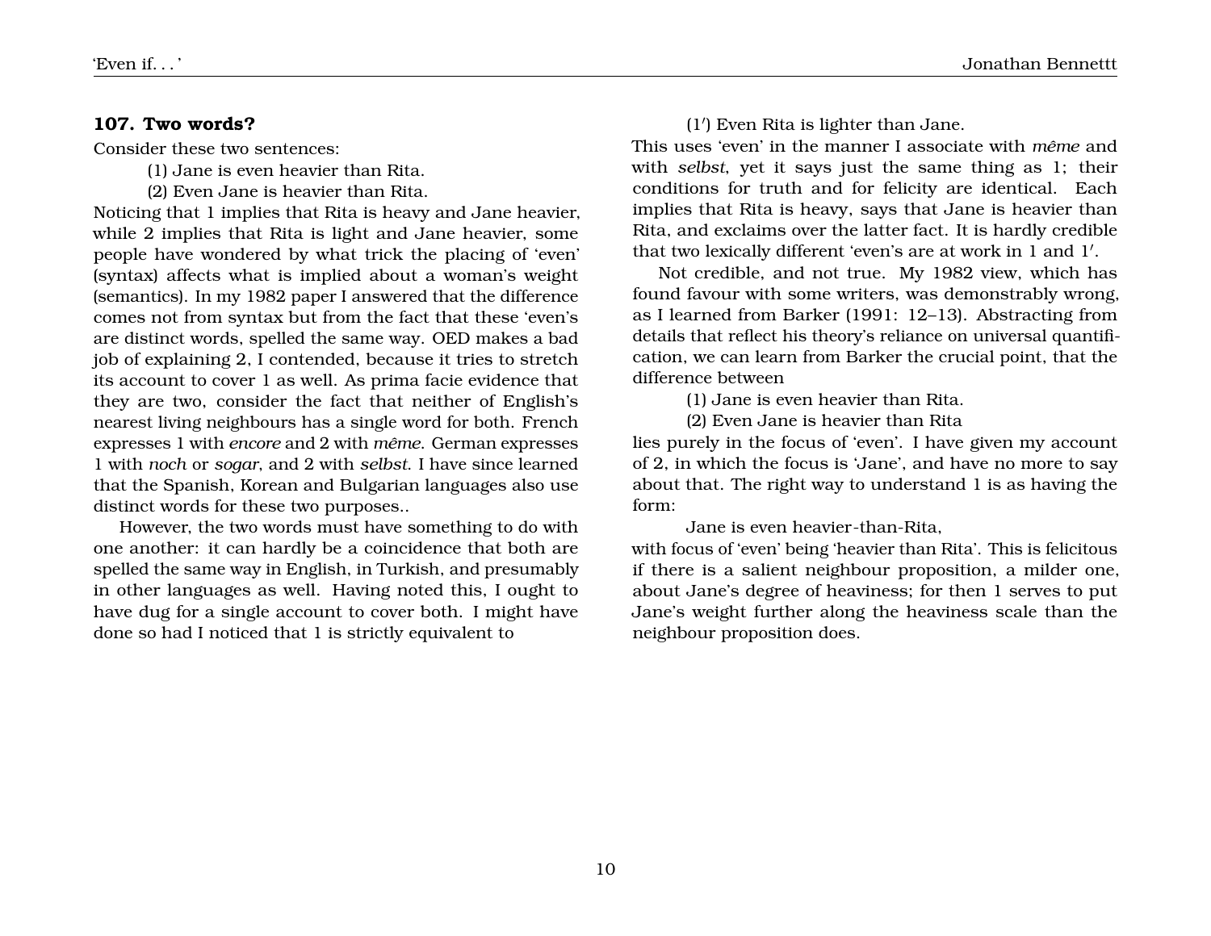### 107. Two words?

Consider these two sentences:

> (1) Jane is even heavier than Rita.
>
> (2) Even Jane is heavier than Rita.

Noticing that 1 implies that Rita is heavy and Jane heavier, while 2 implies that Rita is light and Jane heavier, some people have wondered by what trick the placing of 'even' (syntax) affects what is implied about a woman's weight (semantics). In my 1982 paper I answered that the difference comes not from syntax but from the fact that these 'even's are distinct words, spelled the same way. OED makes a bad job of explaining 2, I contended, because it tries to stretch its account to cover 1 as well. As prima facie evidence that they are two, consider the fact that neither of English's nearest living neighbours has a single word for both. French expresses 1 with *encore* and 2 with *même*. German expresses 1 with *noch* or *sogar*, and 2 with *selbst*. I have since learned that the Spanish, Korean and Bulgarian languages also use distinct words for these two purposes..

However, the two words must have something to do with one another: it can hardly be a coincidence that both are spelled the same way in English, in Turkish, and presumably in other languages as well. Having noted this, I ought to have dug for a single account to cover both. I might have done so had I noticed that 1 is strictly equivalent to

> (1′) Even Rita is lighter than Jane.

This uses 'even' in the manner I associate with *même* and with *selbst*, yet it says just the same thing as 1; their conditions for truth and for felicity are identical. Each implies that Rita is heavy, says that Jane is heavier than Rita, and exclaims over the latter fact. It is hardly credible that two lexically different 'even's are at work in 1 and 1′.

Not credible, and not true. My 1982 view, which has found favour with some writers, was demonstrably wrong, as I learned from Barker (1991: 12–13). Abstracting from details that reflect his theory's reliance on universal quantification, we can learn from Barker the crucial point, that the difference between

> (1) Jane is even heavier than Rita.
>
> (2) Even Jane is heavier than Rita

lies purely in the focus of 'even'. I have given my account of 2, in which the focus is 'Jane', and have no more to say about that. The right way to understand 1 is as having the form:

> Jane is even heavier-than-Rita,

with focus of 'even' being 'heavier than Rita'. This is felicitous if there is a salient neighbour proposition, a milder one, about Jane's degree of heaviness; for then 1 serves to put Jane's weight further along the heaviness scale than the neighbour proposition does.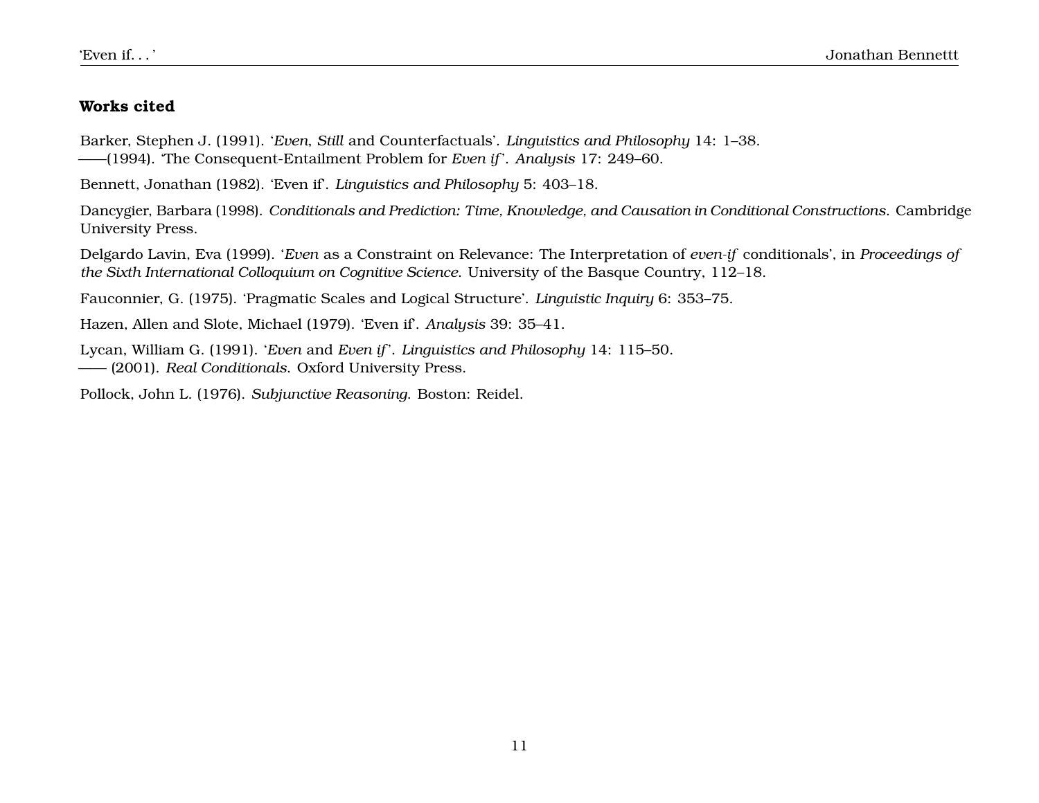## Works cited

Barker, Stephen J. (1991). '*Even*, *Still* and Counterfactuals'. *Linguistics and Philosophy* 14: 1–38.
——(1994). 'The Consequent-Entailment Problem for *Even if*'. *Analysis* 17: 249–60.

Bennett, Jonathan (1982). 'Even if'. *Linguistics and Philosophy* 5: 403–18.

Dancygier, Barbara (1998). *Conditionals and Prediction: Time, Knowledge, and Causation in Conditional Constructions*. Cambridge University Press.

Delgardo Lavin, Eva (1999). '*Even* as a Constraint on Relevance: The Interpretation of *even-if* conditionals', in *Proceedings of the Sixth International Colloquium on Cognitive Science*. University of the Basque Country, 112–18.

Fauconnier, G. (1975). 'Pragmatic Scales and Logical Structure'. *Linguistic Inquiry* 6: 353–75.

Hazen, Allen and Slote, Michael (1979). 'Even if'. *Analysis* 39: 35–41.

Lycan, William G. (1991). '*Even* and *Even if*'. *Linguistics and Philosophy* 14: 115–50.
—— (2001). *Real Conditionals*. Oxford University Press.

Pollock, John L. (1976). *Subjunctive Reasoning*. Boston: Reidel.